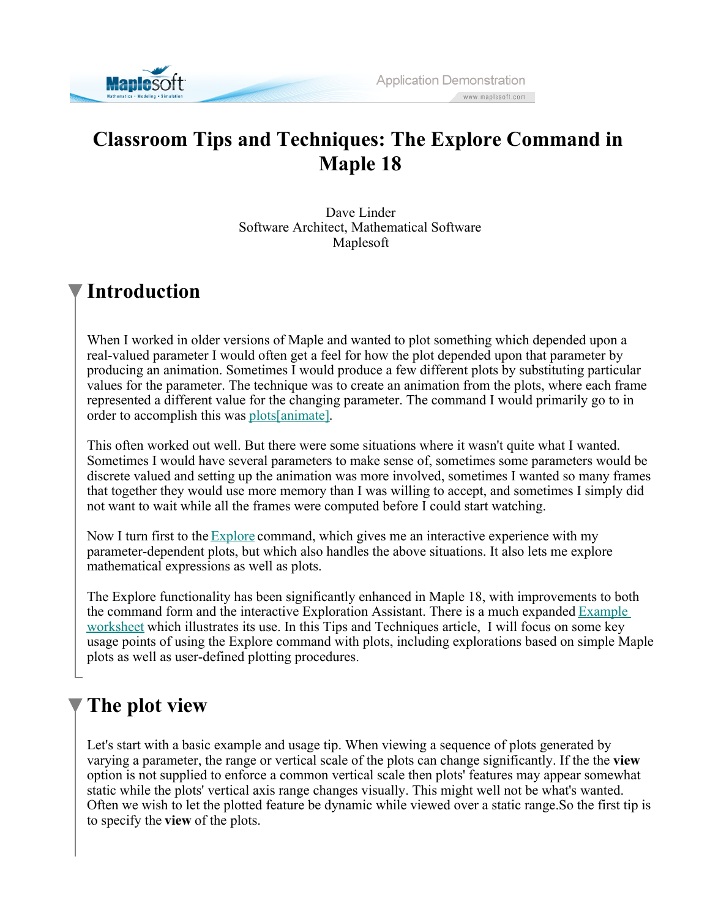# Classroom Tips and Techniques: The Explore Command in Maple 18

Dave Linder
Software Architect, Mathematical Software
Maplesoft

## Introduction

When I worked in older versions of Maple and wanted to plot something which depended upon a real-valued parameter I would often get a feel for how the plot depended upon that parameter by producing an animation. Sometimes I would produce a few different plots by substituting particular values for the parameter. The technique was to create an animation from the plots, where each frame represented a different value for the changing parameter. The command I would primarily go to in order to accomplish this was plots[animate].

This often worked out well. But there were some situations where it wasn't quite what I wanted. Sometimes I would have several parameters to make sense of, sometimes some parameters would be discrete valued and setting up the animation was more involved, sometimes I wanted so many frames that together they would use more memory than I was willing to accept, and sometimes I simply did not want to wait while all the frames were computed before I could start watching.

Now I turn first to the Explore command, which gives me an interactive experience with my parameter-dependent plots, but which also handles the above situations. It also lets me explore mathematical expressions as well as plots.

The Explore functionality has been significantly enhanced in Maple 18, with improvements to both the command form and the interactive Exploration Assistant. There is a much expanded Example worksheet which illustrates its use. In this Tips and Techniques article, I will focus on some key usage points of using the Explore command with plots, including explorations based on simple Maple plots as well as user-defined plotting procedures.

## The plot view

Let's start with a basic example and usage tip. When viewing a sequence of plots generated by varying a parameter, the range or vertical scale of the plots can change significantly. If the the **view** option is not supplied to enforce a common vertical scale then plots' features may appear somewhat static while the plots' vertical axis range changes visually. This might well not be what's wanted. Often we wish to let the plotted feature be dynamic while viewed over a static range.So the first tip is to specify the **view** of the plots.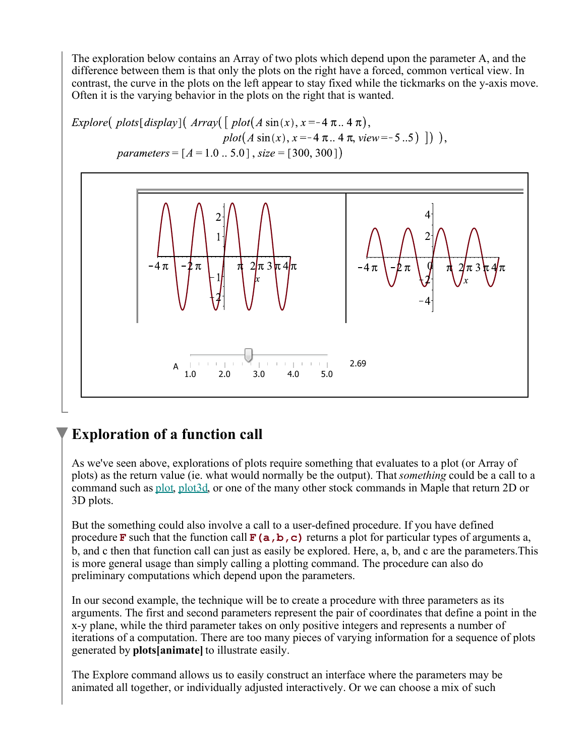The exploration below contains an Array of two plots which depend upon the parameter A, and the difference between them is that only the plots on the right have a forced, common vertical view. In contrast, the curve in the plots on the left appear to stay fixed while the tickmarks on the y-axis move. Often it is the varying behavior in the plots on the right that is wanted.

$$Explore\left( plots[display]\left( Array\left(\left[ plot(A \sin(x), x = -4\,\pi\,..\,4\,\pi), \; plot(A \sin(x), x = -4\,\pi\,..\,4\,\pi, view = -5\,..5) \right]\right) \right), parameters = [A = 1.0\,..\,5.0], size = [300, 300]\right)$$

2
1
−4π
−2π
π
2π
3π
4π
x
−1
−2

4
2
−4π
−2π
0
π
2π
3π
4π
x
−2
−4

A
1.0
2.0
3.0
4.0
5.0
2.69

## Exploration of a function call

As we've seen above, explorations of plots require something that evaluates to a plot (or Array of plots) as the return value (ie. what would normally be the output). That *something* could be a call to a command such as plot, plot3d, or one of the many other stock commands in Maple that return 2D or 3D plots.

But the something could also involve a call to a user-defined procedure. If you have defined procedure **`F`** such that the function call **`F(a,b,c)`** returns a plot for particular types of arguments a, b, and c then that function call can just as easily be explored. Here, a, b, and c are the parameters.This is more general usage than simply calling a plotting command. The procedure can also do preliminary computations which depend upon the parameters.

In our second example, the technique will be to create a procedure with three parameters as its arguments. The first and second parameters represent the pair of coordinates that define a point in the x-y plane, while the third parameter takes on only positive integers and represents a number of iterations of a computation. There are too many pieces of varying information for a sequence of plots generated by **plots[animate]** to illustrate easily.

The Explore command allows us to easily construct an interface where the parameters may be animated all together, or individually adjusted interactively. Or we can choose a mix of such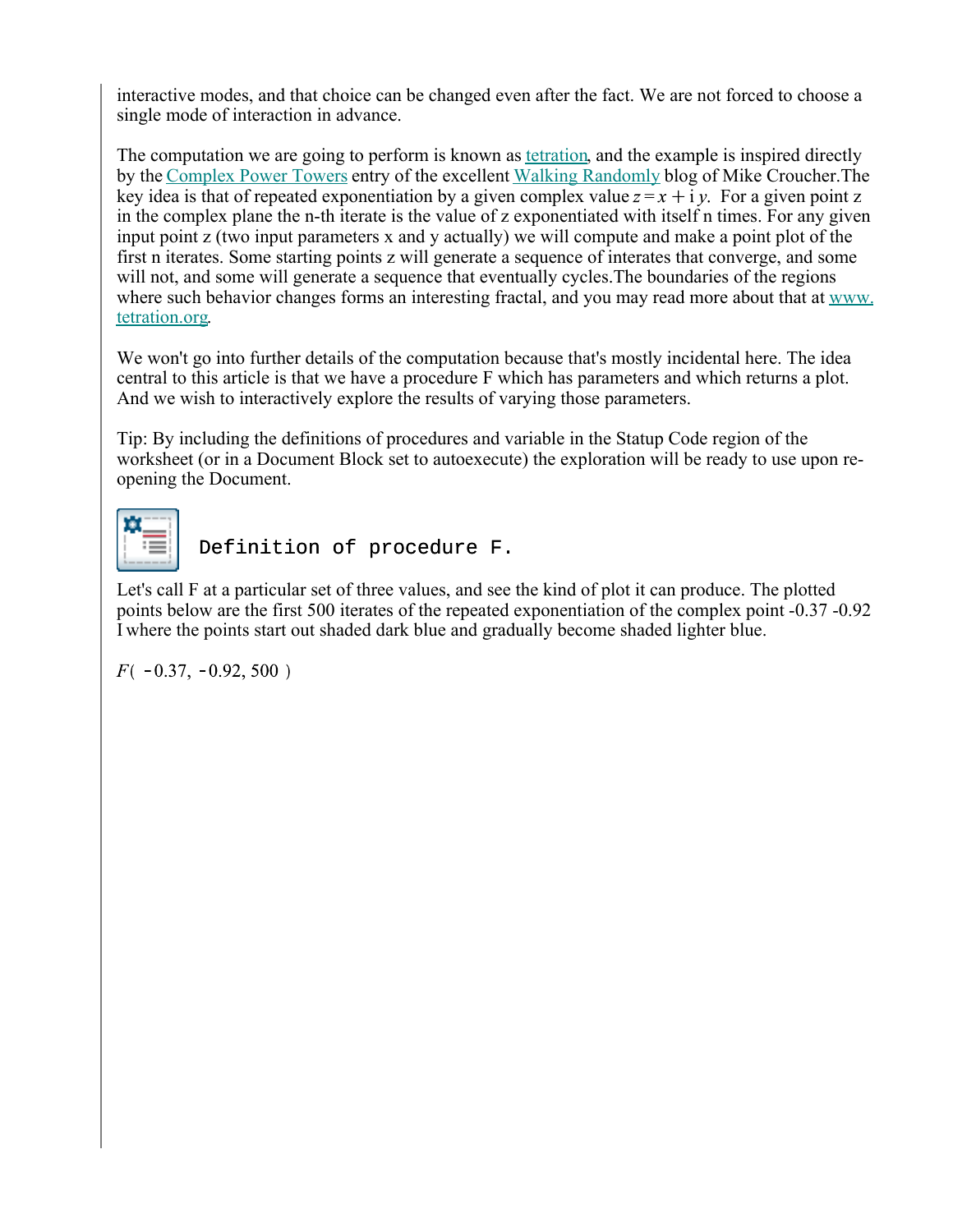interactive modes, and that choice can be changed even after the fact. We are not forced to choose a single mode of interaction in advance.

The computation we are going to perform is known as tetration, and the example is inspired directly by the Complex Power Towers entry of the excellent Walking Randomly blog of Mike Croucher.The key idea is that of repeated exponentiation by a given complex value $z = x + \mathrm{i}\, y$. For a given point z in the complex plane the n-th iterate is the value of z exponentiated with itself n times. For any given input point z (two input parameters x and y actually) we will compute and make a point plot of the first n iterates. Some starting points z will generate a sequence of interates that converge, and some will not, and some will generate a sequence that eventually cycles.The boundaries of the regions where such behavior changes forms an interesting fractal, and you may read more about that at www.tetration.org.

We won't go into further details of the computation because that's mostly incidental here. The idea central to this article is that we have a procedure F which has parameters and which returns a plot. And we wish to interactively explore the results of varying those parameters.

Tip: By including the definitions of procedures and variable in the Statup Code region of the worksheet (or in a Document Block set to autoexecute) the exploration will be ready to use upon re-opening the Document.

```
Definition of procedure F.
```

Let's call F at a particular set of three values, and see the kind of plot it can produce. The plotted points below are the first 500 iterates of the repeated exponentiation of the complex point -0.37 -0.92 I where the points start out shaded dark blue and gradually become shaded lighter blue.

$F(-0.37, -0.92, 500)$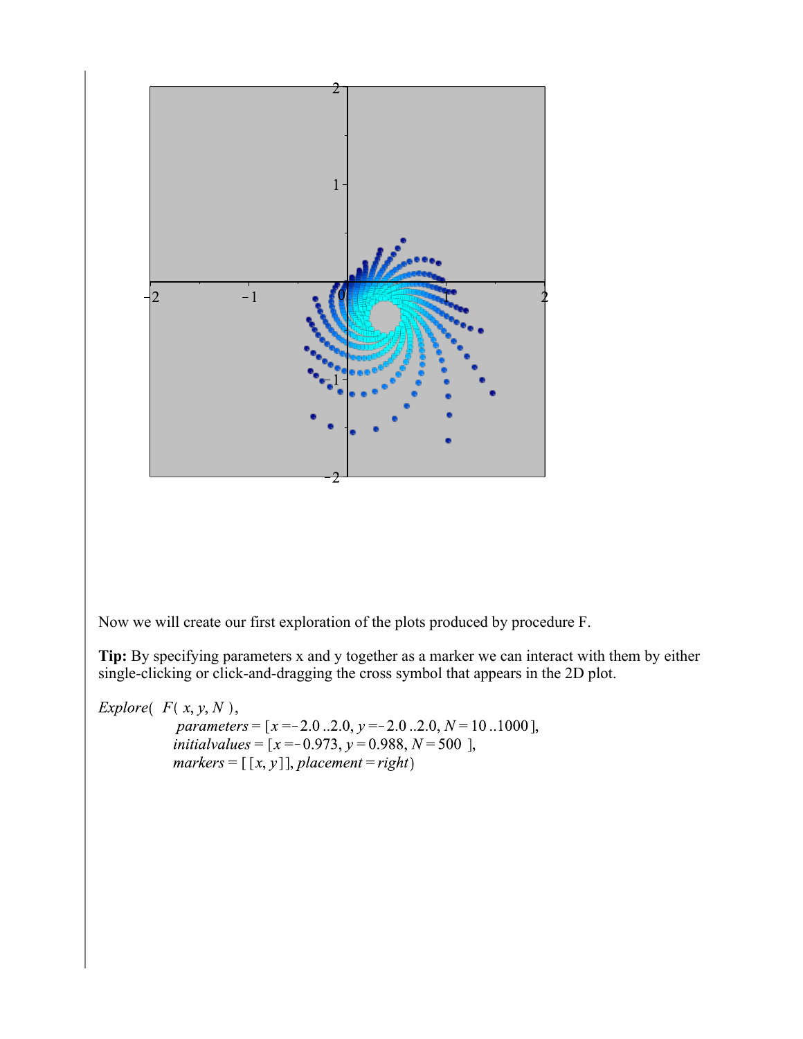2

1

-2 -1 0 2

-1

-2

Now we will create our first exploration of the plots produced by procedure F.

**Tip:** By specifying parameters x and y together as a marker we can interact with them by either single-clicking or click-and-dragging the cross symbol that appears in the 2D plot.

```
Explore( F( x, y, N ),
         parameters = [x = -2.0 ..2.0, y = -2.0 ..2.0, N = 10 ..1000],
         initialvalues = [x = -0.973, y = 0.988, N = 500 ],
         markers = [ [x, y] ], placement = right)
```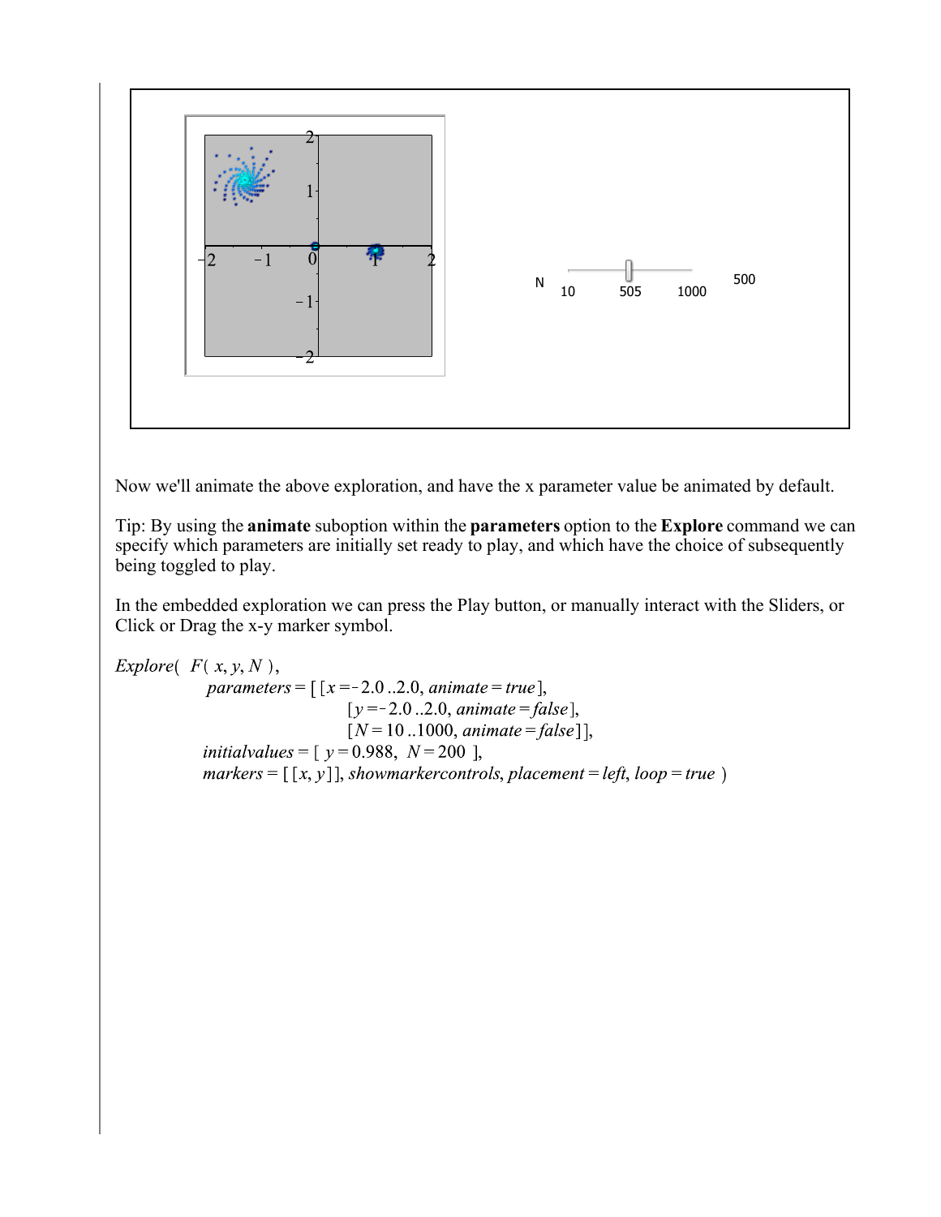2
1
-2 -1 0 1 2
-1
-2

N 10 505 1000 500

Now we'll animate the above exploration, and have the x parameter value be animated by default.

Tip: By using the **animate** suboption within the **parameters** option to the **Explore** command we can specify which parameters are initially set ready to play, and which have the choice of subsequently being toggled to play.

In the embedded exploration we can press the Play button, or manually interact with the Sliders, or Click or Drag the x-y marker symbol.

```
Explore( F( x, y, N ),
        parameters = [ [x = -2.0 ..2.0, animate = true],
                       [y = -2.0 ..2.0, animate = false],
                       [N = 10 ..1000, animate = false]],
        initialvalues = [ y = 0.988, N = 200 ],
        markers = [ [x, y]], showmarkercontrols, placement = left, loop = true )
```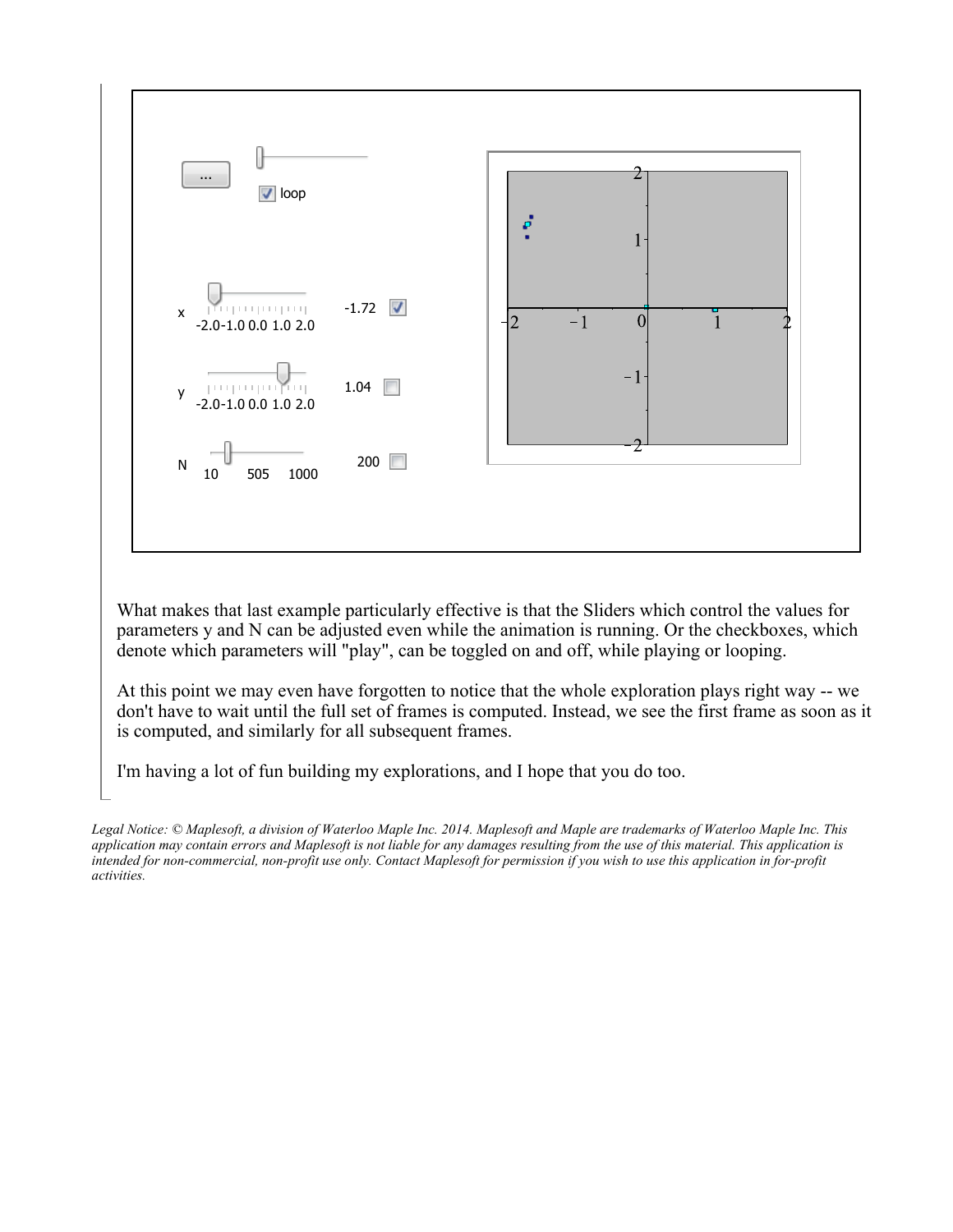...

loop

x -2.0-1.0 0.0 1.0 2.0 -1.72

y -2.0-1.0 0.0 1.0 2.0 1.04

N 10 505 1000 200

2
1
-2 -1 0 1 2
-1
-2

What makes that last example particularly effective is that the Sliders which control the values for parameters y and N can be adjusted even while the animation is running. Or the checkboxes, which denote which parameters will "play", can be toggled on and off, while playing or looping.

At this point we may even have forgotten to notice that the whole exploration plays right way -- we don't have to wait until the full set of frames is computed. Instead, we see the first frame as soon as it is computed, and similarly for all subsequent frames.

I'm having a lot of fun building my explorations, and I hope that you do too.

*Legal Notice: © Maplesoft, a division of Waterloo Maple Inc. 2014. Maplesoft and Maple are trademarks of Waterloo Maple Inc. This application may contain errors and Maplesoft is not liable for any damages resulting from the use of this material. This application is intended for non-commercial, non-profit use only. Contact Maplesoft for permission if you wish to use this application in for-profit activities.*